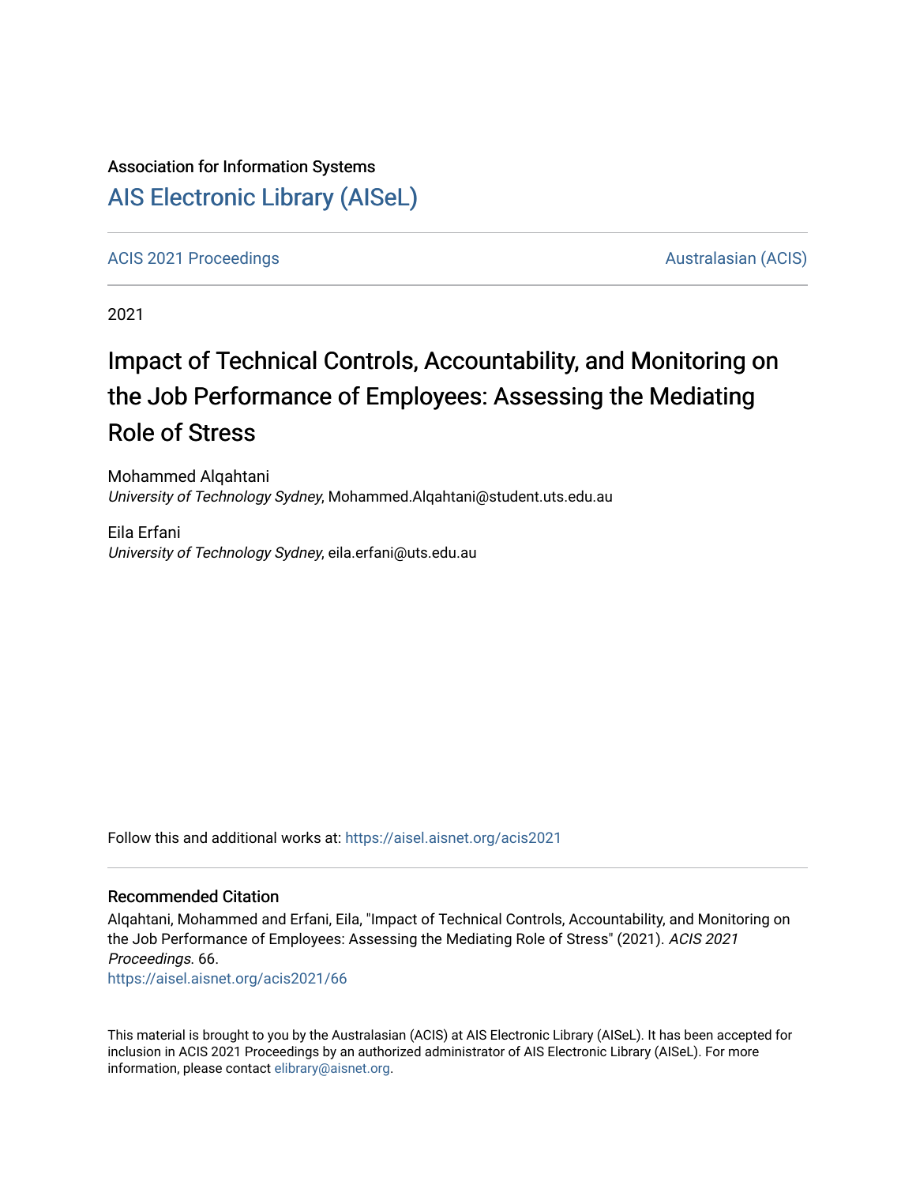Association for Information Systems

# AIS Electronic Library (AISeL)

ACIS 2021 Proceedings | Australasian (ACIS)

2021

# Impact of Technical Controls, Accountability, and Monitoring on the Job Performance of Employees: Assessing the Mediating Role of Stress

Mohammed Alqahtani
*University of Technology Sydney*, Mohammed.Alqahtani@student.uts.edu.au

Eila Erfani
*University of Technology Sydney*, eila.erfani@uts.edu.au

Follow this and additional works at: https://aisel.aisnet.org/acis2021

## Recommended Citation

Alqahtani, Mohammed and Erfani, Eila, "Impact of Technical Controls, Accountability, and Monitoring on the Job Performance of Employees: Assessing the Mediating Role of Stress" (2021). *ACIS 2021 Proceedings*. 66.
https://aisel.aisnet.org/acis2021/66

This material is brought to you by the Australasian (ACIS) at AIS Electronic Library (AISeL). It has been accepted for inclusion in ACIS 2021 Proceedings by an authorized administrator of AIS Electronic Library (AISeL). For more information, please contact elibrary@aisnet.org.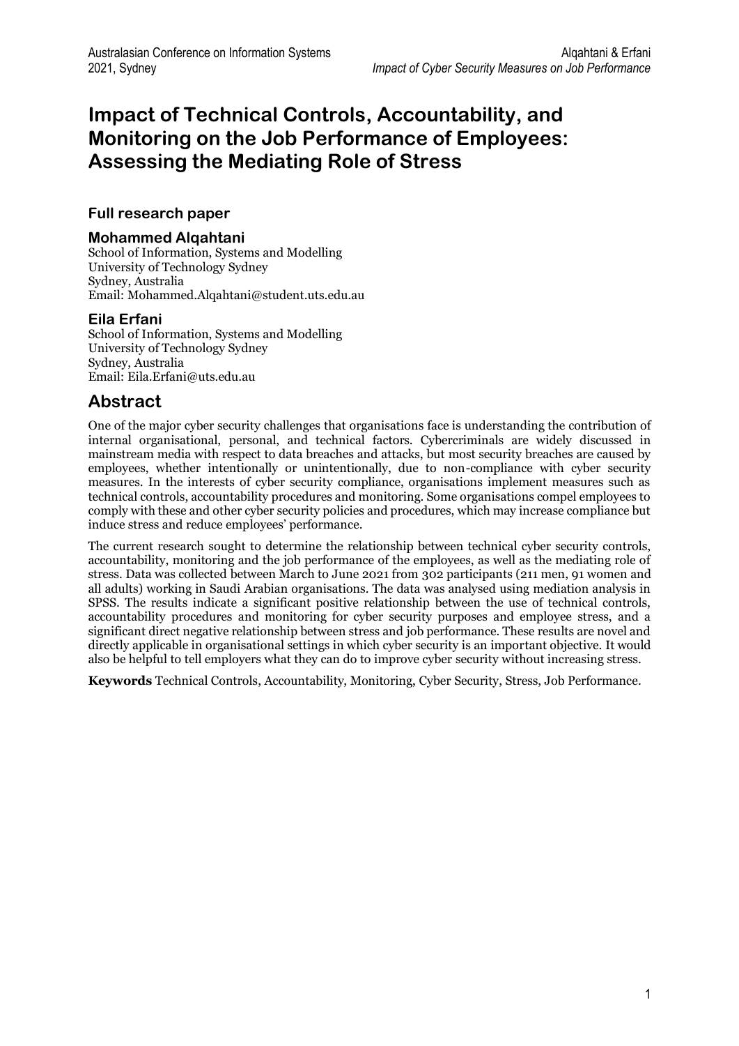# Impact of Technical Controls, Accountability, and Monitoring on the Job Performance of Employees: Assessing the Mediating Role of Stress

### Full research paper

### Mohammed Alqahtani

School of Information, Systems and Modelling
University of Technology Sydney
Sydney, Australia
Email: Mohammed.Alqahtani@student.uts.edu.au

### Eila Erfani

School of Information, Systems and Modelling
University of Technology Sydney
Sydney, Australia
Email: Eila.Erfani@uts.edu.au

## Abstract

One of the major cyber security challenges that organisations face is understanding the contribution of internal organisational, personal, and technical factors. Cybercriminals are widely discussed in mainstream media with respect to data breaches and attacks, but most security breaches are caused by employees, whether intentionally or unintentionally, due to non-compliance with cyber security measures. In the interests of cyber security compliance, organisations implement measures such as technical controls, accountability procedures and monitoring. Some organisations compel employees to comply with these and other cyber security policies and procedures, which may increase compliance but induce stress and reduce employees' performance.

The current research sought to determine the relationship between technical cyber security controls, accountability, monitoring and the job performance of the employees, as well as the mediating role of stress. Data was collected between March to June 2021 from 302 participants (211 men, 91 women and all adults) working in Saudi Arabian organisations. The data was analysed using mediation analysis in SPSS. The results indicate a significant positive relationship between the use of technical controls, accountability procedures and monitoring for cyber security purposes and employee stress, and a significant direct negative relationship between stress and job performance. These results are novel and directly applicable in organisational settings in which cyber security is an important objective. It would also be helpful to tell employers what they can do to improve cyber security without increasing stress.

**Keywords** Technical Controls, Accountability, Monitoring, Cyber Security, Stress, Job Performance.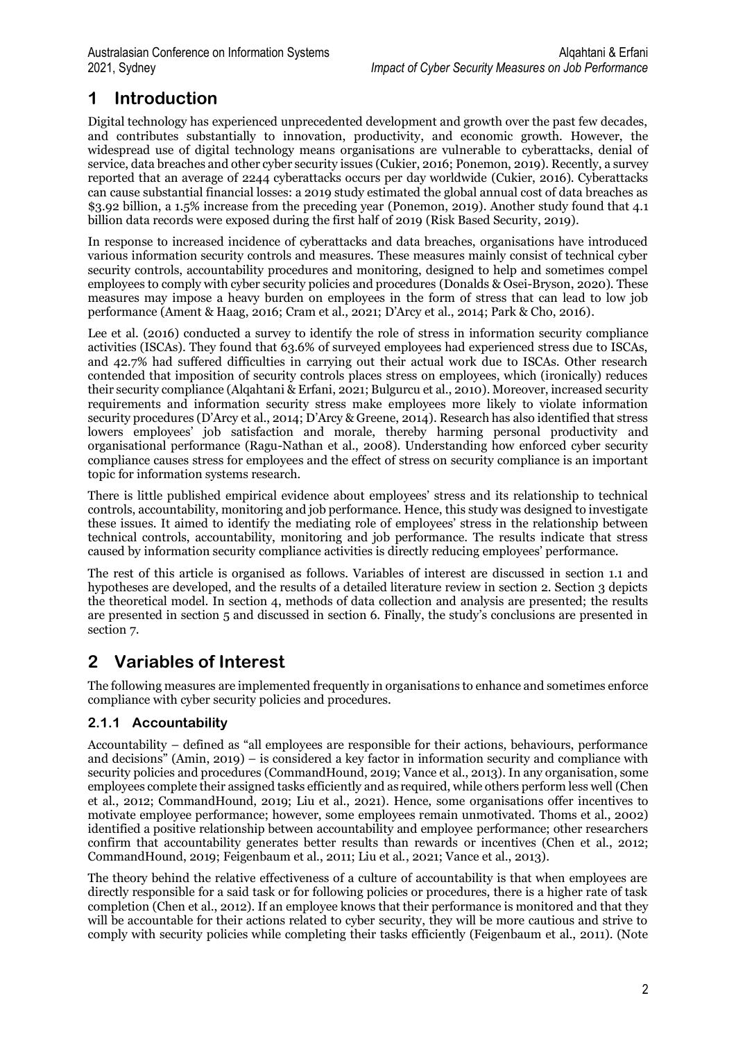# 1 Introduction

Digital technology has experienced unprecedented development and growth over the past few decades, and contributes substantially to innovation, productivity, and economic growth. However, the widespread use of digital technology means organisations are vulnerable to cyberattacks, denial of service, data breaches and other cyber security issues (Cukier, 2016; Ponemon, 2019). Recently, a survey reported that an average of 2244 cyberattacks occurs per day worldwide (Cukier, 2016). Cyberattacks can cause substantial financial losses: a 2019 study estimated the global annual cost of data breaches as \$3.92 billion, a 1.5% increase from the preceding year (Ponemon, 2019). Another study found that 4.1 billion data records were exposed during the first half of 2019 (Risk Based Security, 2019).

In response to increased incidence of cyberattacks and data breaches, organisations have introduced various information security controls and measures. These measures mainly consist of technical cyber security controls, accountability procedures and monitoring, designed to help and sometimes compel employees to comply with cyber security policies and procedures (Donalds & Osei-Bryson, 2020). These measures may impose a heavy burden on employees in the form of stress that can lead to low job performance (Ament & Haag, 2016; Cram et al., 2021; D'Arcy et al., 2014; Park & Cho, 2016).

Lee et al. (2016) conducted a survey to identify the role of stress in information security compliance activities (ISCAs). They found that 63.6% of surveyed employees had experienced stress due to ISCAs, and 42.7% had suffered difficulties in carrying out their actual work due to ISCAs. Other research contended that imposition of security controls places stress on employees, which (ironically) reduces their security compliance (Alqahtani & Erfani, 2021; Bulgurcu et al., 2010). Moreover, increased security requirements and information security stress make employees more likely to violate information security procedures (D'Arcy et al., 2014; D'Arcy & Greene, 2014). Research has also identified that stress lowers employees' job satisfaction and morale, thereby harming personal productivity and organisational performance (Ragu-Nathan et al., 2008). Understanding how enforced cyber security compliance causes stress for employees and the effect of stress on security compliance is an important topic for information systems research.

There is little published empirical evidence about employees' stress and its relationship to technical controls, accountability, monitoring and job performance. Hence, this study was designed to investigate these issues. It aimed to identify the mediating role of employees' stress in the relationship between technical controls, accountability, monitoring and job performance. The results indicate that stress caused by information security compliance activities is directly reducing employees' performance.

The rest of this article is organised as follows. Variables of interest are discussed in section 1.1 and hypotheses are developed, and the results of a detailed literature review in section 2. Section 3 depicts the theoretical model. In section 4, methods of data collection and analysis are presented; the results are presented in section 5 and discussed in section 6. Finally, the study's conclusions are presented in section 7.

# 2 Variables of Interest

The following measures are implemented frequently in organisations to enhance and sometimes enforce compliance with cyber security policies and procedures.

### 2.1.1 Accountability

Accountability – defined as "all employees are responsible for their actions, behaviours, performance and decisions" (Amin, 2019) – is considered a key factor in information security and compliance with security policies and procedures (CommandHound, 2019; Vance et al., 2013). In any organisation, some employees complete their assigned tasks efficiently and as required, while others perform less well (Chen et al., 2012; CommandHound, 2019; Liu et al., 2021). Hence, some organisations offer incentives to motivate employee performance; however, some employees remain unmotivated. Thoms et al., 2002) identified a positive relationship between accountability and employee performance; other researchers confirm that accountability generates better results than rewards or incentives (Chen et al., 2012; CommandHound, 2019; Feigenbaum et al., 2011; Liu et al., 2021; Vance et al., 2013).

The theory behind the relative effectiveness of a culture of accountability is that when employees are directly responsible for a said task or for following policies or procedures, there is a higher rate of task completion (Chen et al., 2012). If an employee knows that their performance is monitored and that they will be accountable for their actions related to cyber security, they will be more cautious and strive to comply with security policies while completing their tasks efficiently (Feigenbaum et al., 2011). (Note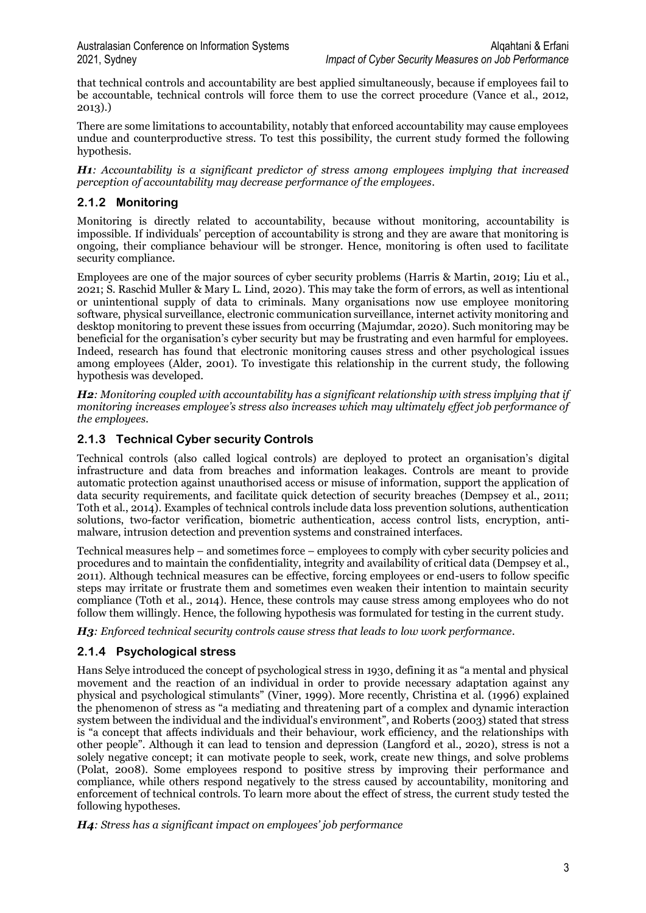that technical controls and accountability are best applied simultaneously, because if employees fail to be accountable, technical controls will force them to use the correct procedure (Vance et al., 2012, 2013).)

There are some limitations to accountability, notably that enforced accountability may cause employees undue and counterproductive stress. To test this possibility, the current study formed the following hypothesis.

***H1**: Accountability is a significant predictor of stress among employees implying that increased perception of accountability may decrease performance of the employees.*

### 2.1.2 Monitoring

Monitoring is directly related to accountability, because without monitoring, accountability is impossible. If individuals' perception of accountability is strong and they are aware that monitoring is ongoing, their compliance behaviour will be stronger. Hence, monitoring is often used to facilitate security compliance.

Employees are one of the major sources of cyber security problems (Harris & Martin, 2019; Liu et al., 2021; S. Raschid Muller & Mary L. Lind, 2020). This may take the form of errors, as well as intentional or unintentional supply of data to criminals. Many organisations now use employee monitoring software, physical surveillance, electronic communication surveillance, internet activity monitoring and desktop monitoring to prevent these issues from occurring (Majumdar, 2020). Such monitoring may be beneficial for the organisation's cyber security but may be frustrating and even harmful for employees. Indeed, research has found that electronic monitoring causes stress and other psychological issues among employees (Alder, 2001). To investigate this relationship in the current study, the following hypothesis was developed.

***H2**: Monitoring coupled with accountability has a significant relationship with stress implying that if monitoring increases employee's stress also increases which may ultimately effect job performance of the employees.*

### 2.1.3 Technical Cyber security Controls

Technical controls (also called logical controls) are deployed to protect an organisation's digital infrastructure and data from breaches and information leakages. Controls are meant to provide automatic protection against unauthorised access or misuse of information, support the application of data security requirements, and facilitate quick detection of security breaches (Dempsey et al., 2011; Toth et al., 2014). Examples of technical controls include data loss prevention solutions, authentication solutions, two-factor verification, biometric authentication, access control lists, encryption, anti-malware, intrusion detection and prevention systems and constrained interfaces.

Technical measures help – and sometimes force – employees to comply with cyber security policies and procedures and to maintain the confidentiality, integrity and availability of critical data (Dempsey et al., 2011). Although technical measures can be effective, forcing employees or end-users to follow specific steps may irritate or frustrate them and sometimes even weaken their intention to maintain security compliance (Toth et al., 2014). Hence, these controls may cause stress among employees who do not follow them willingly. Hence, the following hypothesis was formulated for testing in the current study.

***H3**: Enforced technical security controls cause stress that leads to low work performance.*

### 2.1.4 Psychological stress

Hans Selye introduced the concept of psychological stress in 1930, defining it as "a mental and physical movement and the reaction of an individual in order to provide necessary adaptation against any physical and psychological stimulants" (Viner, 1999). More recently, Christina et al. (1996) explained the phenomenon of stress as "a mediating and threatening part of a complex and dynamic interaction system between the individual and the individual's environment", and Roberts (2003) stated that stress is "a concept that affects individuals and their behaviour, work efficiency, and the relationships with other people". Although it can lead to tension and depression (Langford et al., 2020), stress is not a solely negative concept; it can motivate people to seek, work, create new things, and solve problems (Polat, 2008). Some employees respond to positive stress by improving their performance and compliance, while others respond negatively to the stress caused by accountability, monitoring and enforcement of technical controls. To learn more about the effect of stress, the current study tested the following hypotheses.

***H4**: Stress has a significant impact on employees' job performance*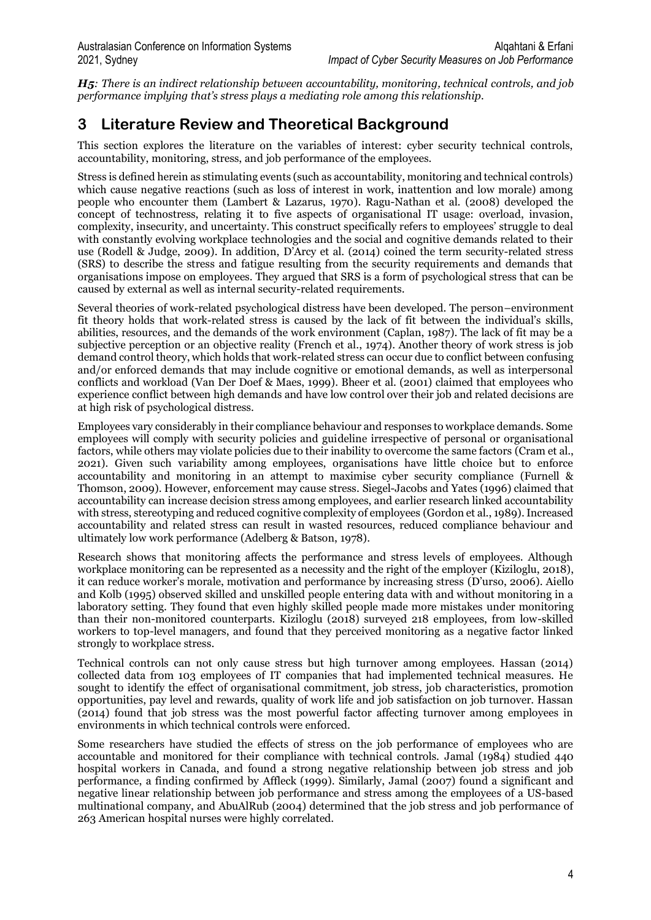***H5**: There is an indirect relationship between accountability, monitoring, technical controls, and job performance implying that's stress plays a mediating role among this relationship.*

# 3 Literature Review and Theoretical Background

This section explores the literature on the variables of interest: cyber security technical controls, accountability, monitoring, stress, and job performance of the employees.

Stress is defined herein as stimulating events (such as accountability, monitoring and technical controls) which cause negative reactions (such as loss of interest in work, inattention and low morale) among people who encounter them (Lambert & Lazarus, 1970). Ragu-Nathan et al. (2008) developed the concept of technostress, relating it to five aspects of organisational IT usage: overload, invasion, complexity, insecurity, and uncertainty. This construct specifically refers to employees' struggle to deal with constantly evolving workplace technologies and the social and cognitive demands related to their use (Rodell & Judge, 2009). In addition, D'Arcy et al. (2014) coined the term security-related stress (SRS) to describe the stress and fatigue resulting from the security requirements and demands that organisations impose on employees. They argued that SRS is a form of psychological stress that can be caused by external as well as internal security-related requirements.

Several theories of work-related psychological distress have been developed. The person–environment fit theory holds that work-related stress is caused by the lack of fit between the individual's skills, abilities, resources, and the demands of the work environment (Caplan, 1987). The lack of fit may be a subjective perception or an objective reality (French et al., 1974). Another theory of work stress is job demand control theory, which holds that work-related stress can occur due to conflict between confusing and/or enforced demands that may include cognitive or emotional demands, as well as interpersonal conflicts and workload (Van Der Doef & Maes, 1999). Bheer et al. (2001) claimed that employees who experience conflict between high demands and have low control over their job and related decisions are at high risk of psychological distress.

Employees vary considerably in their compliance behaviour and responses to workplace demands. Some employees will comply with security policies and guideline irrespective of personal or organisational factors, while others may violate policies due to their inability to overcome the same factors (Cram et al., 2021). Given such variability among employees, organisations have little choice but to enforce accountability and monitoring in an attempt to maximise cyber security compliance (Furnell & Thomson, 2009). However, enforcement may cause stress. Siegel-Jacobs and Yates (1996) claimed that accountability can increase decision stress among employees, and earlier research linked accountability with stress, stereotyping and reduced cognitive complexity of employees (Gordon et al., 1989). Increased accountability and related stress can result in wasted resources, reduced compliance behaviour and ultimately low work performance (Adelberg & Batson, 1978).

Research shows that monitoring affects the performance and stress levels of employees. Although workplace monitoring can be represented as a necessity and the right of the employer (Kiziloglu, 2018), it can reduce worker's morale, motivation and performance by increasing stress (D'urso, 2006). Aiello and Kolb (1995) observed skilled and unskilled people entering data with and without monitoring in a laboratory setting. They found that even highly skilled people made more mistakes under monitoring than their non-monitored counterparts. Kiziloglu (2018) surveyed 218 employees, from low-skilled workers to top-level managers, and found that they perceived monitoring as a negative factor linked strongly to workplace stress.

Technical controls can not only cause stress but high turnover among employees. Hassan (2014) collected data from 103 employees of IT companies that had implemented technical measures. He sought to identify the effect of organisational commitment, job stress, job characteristics, promotion opportunities, pay level and rewards, quality of work life and job satisfaction on job turnover. Hassan (2014) found that job stress was the most powerful factor affecting turnover among employees in environments in which technical controls were enforced.

Some researchers have studied the effects of stress on the job performance of employees who are accountable and monitored for their compliance with technical controls. Jamal (1984) studied 440 hospital workers in Canada, and found a strong negative relationship between job stress and job performance, a finding confirmed by Affleck (1999). Similarly, Jamal (2007) found a significant and negative linear relationship between job performance and stress among the employees of a US-based multinational company, and AbuAlRub (2004) determined that the job stress and job performance of 263 American hospital nurses were highly correlated.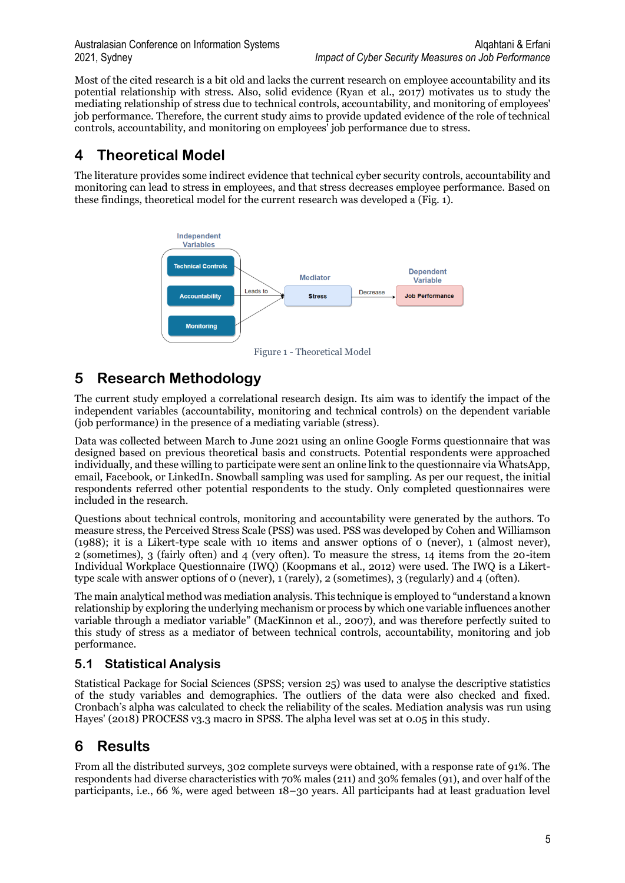Most of the cited research is a bit old and lacks the current research on employee accountability and its potential relationship with stress. Also, solid evidence (Ryan et al., 2017) motivates us to study the mediating relationship of stress due to technical controls, accountability, and monitoring of employees' job performance. Therefore, the current study aims to provide updated evidence of the role of technical controls, accountability, and monitoring on employees' job performance due to stress.

# 4 Theoretical Model

The literature provides some indirect evidence that technical cyber security controls, accountability and monitoring can lead to stress in employees, and that stress decreases employee performance. Based on these findings, theoretical model for the current research was developed a (Fig. 1).

Figure 1 - Theoretical Model

# 5 Research Methodology

The current study employed a correlational research design. Its aim was to identify the impact of the independent variables (accountability, monitoring and technical controls) on the dependent variable (job performance) in the presence of a mediating variable (stress).

Data was collected between March to June 2021 using an online Google Forms questionnaire that was designed based on previous theoretical basis and constructs. Potential respondents were approached individually, and these willing to participate were sent an online link to the questionnaire via WhatsApp, email, Facebook, or LinkedIn. Snowball sampling was used for sampling. As per our request, the initial respondents referred other potential respondents to the study. Only completed questionnaires were included in the research.

Questions about technical controls, monitoring and accountability were generated by the authors. To measure stress, the Perceived Stress Scale (PSS) was used. PSS was developed by Cohen and Williamson (1988); it is a Likert-type scale with 10 items and answer options of 0 (never), 1 (almost never), 2 (sometimes), 3 (fairly often) and 4 (very often). To measure the stress, 14 items from the 20-item Individual Workplace Questionnaire (IWQ) (Koopmans et al., 2012) were used. The IWQ is a Likert-type scale with answer options of 0 (never), 1 (rarely), 2 (sometimes), 3 (regularly) and 4 (often).

The main analytical method was mediation analysis. This technique is employed to "understand a known relationship by exploring the underlying mechanism or process by which one variable influences another variable through a mediator variable" (MacKinnon et al., 2007), and was therefore perfectly suited to this study of stress as a mediator of between technical controls, accountability, monitoring and job performance.

## 5.1 Statistical Analysis

Statistical Package for Social Sciences (SPSS; version 25) was used to analyse the descriptive statistics of the study variables and demographics. The outliers of the data were also checked and fixed. Cronbach's alpha was calculated to check the reliability of the scales. Mediation analysis was run using Hayes' (2018) PROCESS v3.3 macro in SPSS. The alpha level was set at 0.05 in this study.

# 6 Results

From all the distributed surveys, 302 complete surveys were obtained, with a response rate of 91%. The respondents had diverse characteristics with 70% males (211) and 30% females (91), and over half of the participants, i.e., 66 %, were aged between 18–30 years. All participants had at least graduation level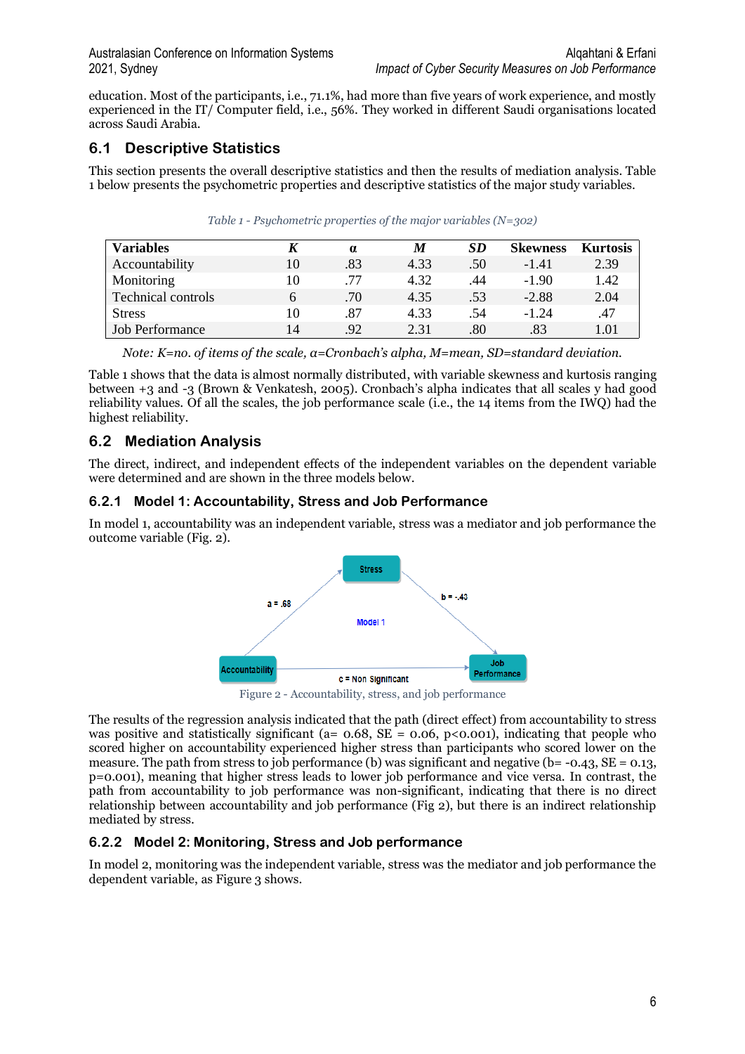education. Most of the participants, i.e., 71.1%, had more than five years of work experience, and mostly experienced in the IT/ Computer field, i.e., 56%. They worked in different Saudi organisations located across Saudi Arabia.

## 6.1 Descriptive Statistics

This section presents the overall descriptive statistics and then the results of mediation analysis. Table 1 below presents the psychometric properties and descriptive statistics of the major study variables.

*Table 1 - Psychometric properties of the major variables (N=302)*

| Variables | *K* | α | *M* | *SD* | Skewness | Kurtosis |
|---|---|---|---|---|---|---|
| Accountability | 10 | .83 | 4.33 | .50 | -1.41 | 2.39 |
| Monitoring | 10 | .77 | 4.32 | .44 | -1.90 | 1.42 |
| Technical controls | 6 | .70 | 4.35 | .53 | -2.88 | 2.04 |
| Stress | 10 | .87 | 4.33 | .54 | -1.24 | .47 |
| Job Performance | 14 | .92 | 2.31 | .80 | .83 | 1.01 |

*Note: K=no. of items of the scale, α=Cronbach's alpha, M=mean, SD=standard deviation.*

Table 1 shows that the data is almost normally distributed, with variable skewness and kurtosis ranging between +3 and -3 (Brown & Venkatesh, 2005). Cronbach's alpha indicates that all scales y had good reliability values. Of all the scales, the job performance scale (i.e., the 14 items from the IWQ) had the highest reliability.

## 6.2 Mediation Analysis

The direct, indirect, and independent effects of the independent variables on the dependent variable were determined and are shown in the three models below.

### 6.2.1 Model 1: Accountability, Stress and Job Performance

In model 1, accountability was an independent variable, stress was a mediator and job performance the outcome variable (Fig. 2).

Figure 2 - Accountability, stress, and job performance

The results of the regression analysis indicated that the path (direct effect) from accountability to stress was positive and statistically significant (a= 0.68, SE = 0.06, p<0.001), indicating that people who scored higher on accountability experienced higher stress than participants who scored lower on the measure. The path from stress to job performance (b) was significant and negative (b= -0.43, SE = 0.13, p=0.001), meaning that higher stress leads to lower job performance and vice versa. In contrast, the path from accountability to job performance was non-significant, indicating that there is no direct relationship between accountability and job performance (Fig 2), but there is an indirect relationship mediated by stress.

### 6.2.2 Model 2: Monitoring, Stress and Job performance

In model 2, monitoring was the independent variable, stress was the mediator and job performance the dependent variable, as Figure 3 shows.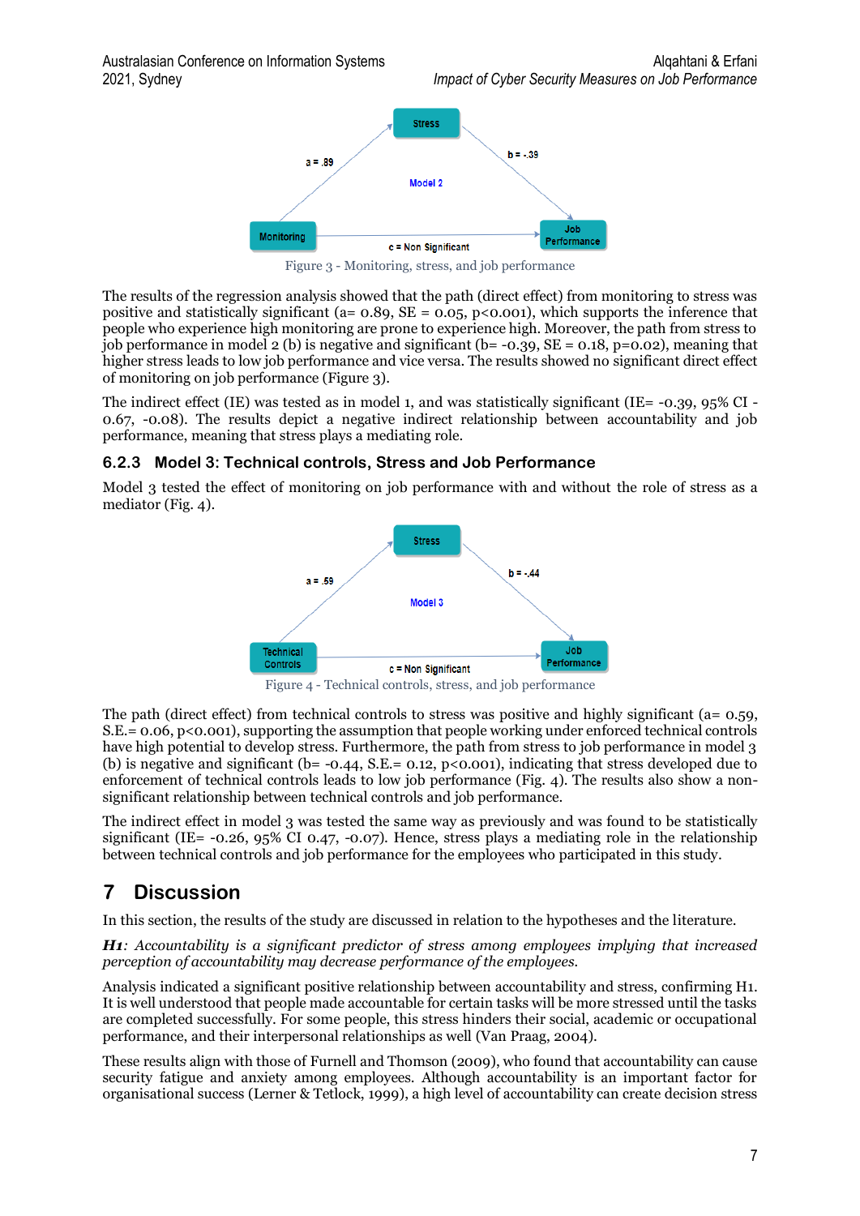Figure 3 - Monitoring, stress, and job performance

The results of the regression analysis showed that the path (direct effect) from monitoring to stress was positive and statistically significant (a= 0.89, SE = 0.05, p<0.001), which supports the inference that people who experience high monitoring are prone to experience high. Moreover, the path from stress to job performance in model 2 (b) is negative and significant (b= -0.39, SE = 0.18, p=0.02), meaning that higher stress leads to low job performance and vice versa. The results showed no significant direct effect of monitoring on job performance (Figure 3).

The indirect effect (IE) was tested as in model 1, and was statistically significant (IE= -0.39, 95% CI -0.67, -0.08). The results depict a negative indirect relationship between accountability and job performance, meaning that stress plays a mediating role.

### 6.2.3 Model 3: Technical controls, Stress and Job Performance

Model 3 tested the effect of monitoring on job performance with and without the role of stress as a mediator (Fig. 4).

Figure 4 - Technical controls, stress, and job performance

The path (direct effect) from technical controls to stress was positive and highly significant (a= 0.59, S.E.= 0.06, p<0.001), supporting the assumption that people working under enforced technical controls have high potential to develop stress. Furthermore, the path from stress to job performance in model 3 (b) is negative and significant (b= -0.44, S.E.= 0.12, p<0.001), indicating that stress developed due to enforcement of technical controls leads to low job performance (Fig. 4). The results also show a non-significant relationship between technical controls and job performance.

The indirect effect in model 3 was tested the same way as previously and was found to be statistically significant (IE= -0.26, 95% CI 0.47, -0.07). Hence, stress plays a mediating role in the relationship between technical controls and job performance for the employees who participated in this study.

# 7 Discussion

In this section, the results of the study are discussed in relation to the hypotheses and the literature.

***H1**: Accountability is a significant predictor of stress among employees implying that increased perception of accountability may decrease performance of the employees.*

Analysis indicated a significant positive relationship between accountability and stress, confirming H1. It is well understood that people made accountable for certain tasks will be more stressed until the tasks are completed successfully. For some people, this stress hinders their social, academic or occupational performance, and their interpersonal relationships as well (Van Praag, 2004).

These results align with those of Furnell and Thomson (2009), who found that accountability can cause security fatigue and anxiety among employees. Although accountability is an important factor for organisational success (Lerner & Tetlock, 1999), a high level of accountability can create decision stress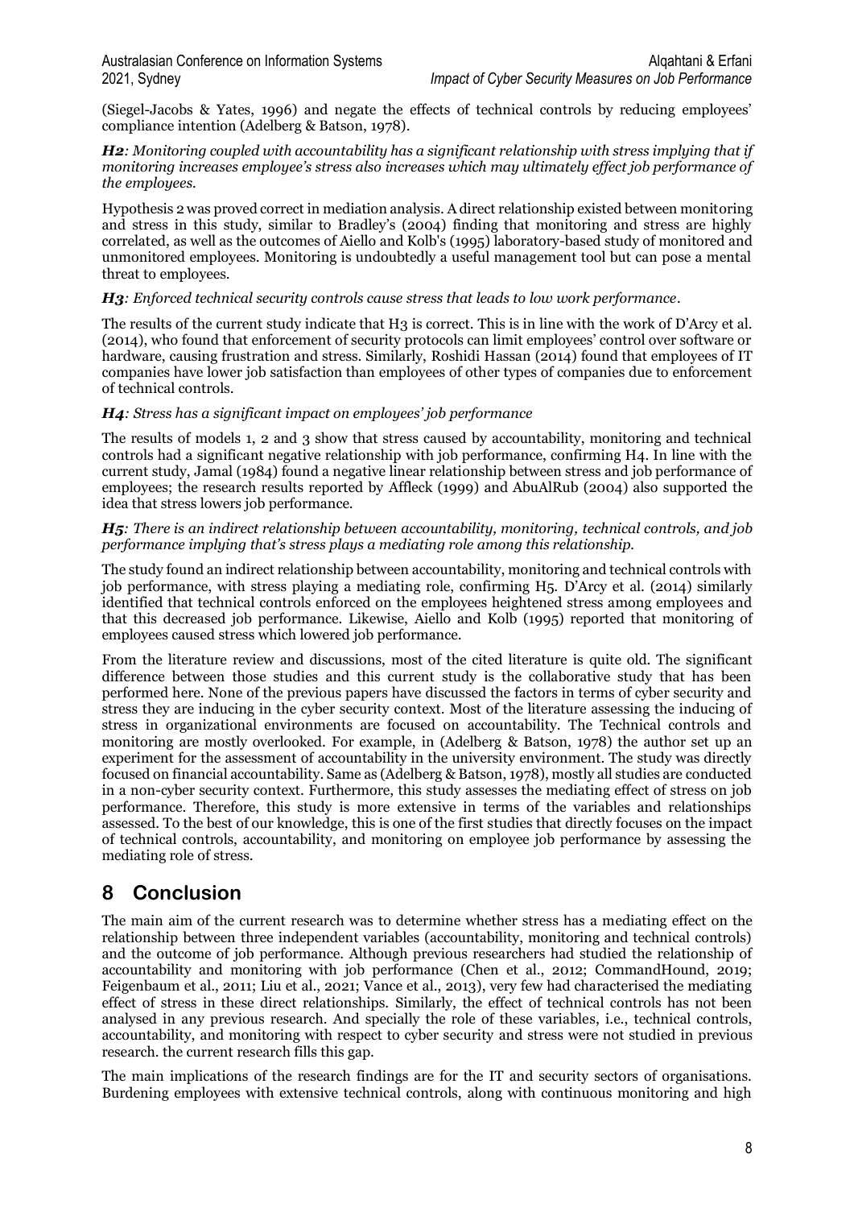(Siegel-Jacobs & Yates, 1996) and negate the effects of technical controls by reducing employees' compliance intention (Adelberg & Batson, 1978).

***H2**: Monitoring coupled with accountability has a significant relationship with stress implying that if monitoring increases employee's stress also increases which may ultimately effect job performance of the employees.*

Hypothesis 2 was proved correct in mediation analysis. A direct relationship existed between monitoring and stress in this study, similar to Bradley's (2004) finding that monitoring and stress are highly correlated, as well as the outcomes of Aiello and Kolb's (1995) laboratory-based study of monitored and unmonitored employees. Monitoring is undoubtedly a useful management tool but can pose a mental threat to employees.

***H3**: Enforced technical security controls cause stress that leads to low work performance.*

The results of the current study indicate that H3 is correct. This is in line with the work of D'Arcy et al. (2014), who found that enforcement of security protocols can limit employees' control over software or hardware, causing frustration and stress. Similarly, Roshidi Hassan (2014) found that employees of IT companies have lower job satisfaction than employees of other types of companies due to enforcement of technical controls.

***H4**: Stress has a significant impact on employees' job performance*

The results of models 1, 2 and 3 show that stress caused by accountability, monitoring and technical controls had a significant negative relationship with job performance, confirming H4. In line with the current study, Jamal (1984) found a negative linear relationship between stress and job performance of employees; the research results reported by Affleck (1999) and AbuAlRub (2004) also supported the idea that stress lowers job performance.

***H5**: There is an indirect relationship between accountability, monitoring, technical controls, and job performance implying that's stress plays a mediating role among this relationship.*

The study found an indirect relationship between accountability, monitoring and technical controls with job performance, with stress playing a mediating role, confirming H5. D'Arcy et al. (2014) similarly identified that technical controls enforced on the employees heightened stress among employees and that this decreased job performance. Likewise, Aiello and Kolb (1995) reported that monitoring of employees caused stress which lowered job performance.

From the literature review and discussions, most of the cited literature is quite old. The significant difference between those studies and this current study is the collaborative study that has been performed here. None of the previous papers have discussed the factors in terms of cyber security and stress they are inducing in the cyber security context. Most of the literature assessing the inducing of stress in organizational environments are focused on accountability. The Technical controls and monitoring are mostly overlooked. For example, in (Adelberg & Batson, 1978) the author set up an experiment for the assessment of accountability in the university environment. The study was directly focused on financial accountability. Same as (Adelberg & Batson, 1978), mostly all studies are conducted in a non-cyber security context. Furthermore, this study assesses the mediating effect of stress on job performance. Therefore, this study is more extensive in terms of the variables and relationships assessed. To the best of our knowledge, this is one of the first studies that directly focuses on the impact of technical controls, accountability, and monitoring on employee job performance by assessing the mediating role of stress.

# 8 Conclusion

The main aim of the current research was to determine whether stress has a mediating effect on the relationship between three independent variables (accountability, monitoring and technical controls) and the outcome of job performance. Although previous researchers had studied the relationship of accountability and monitoring with job performance (Chen et al., 2012; CommandHound, 2019; Feigenbaum et al., 2011; Liu et al., 2021; Vance et al., 2013), very few had characterised the mediating effect of stress in these direct relationships. Similarly, the effect of technical controls has not been analysed in any previous research. And specially the role of these variables, i.e., technical controls, accountability, and monitoring with respect to cyber security and stress were not studied in previous research. the current research fills this gap.

The main implications of the research findings are for the IT and security sectors of organisations. Burdening employees with extensive technical controls, along with continuous monitoring and high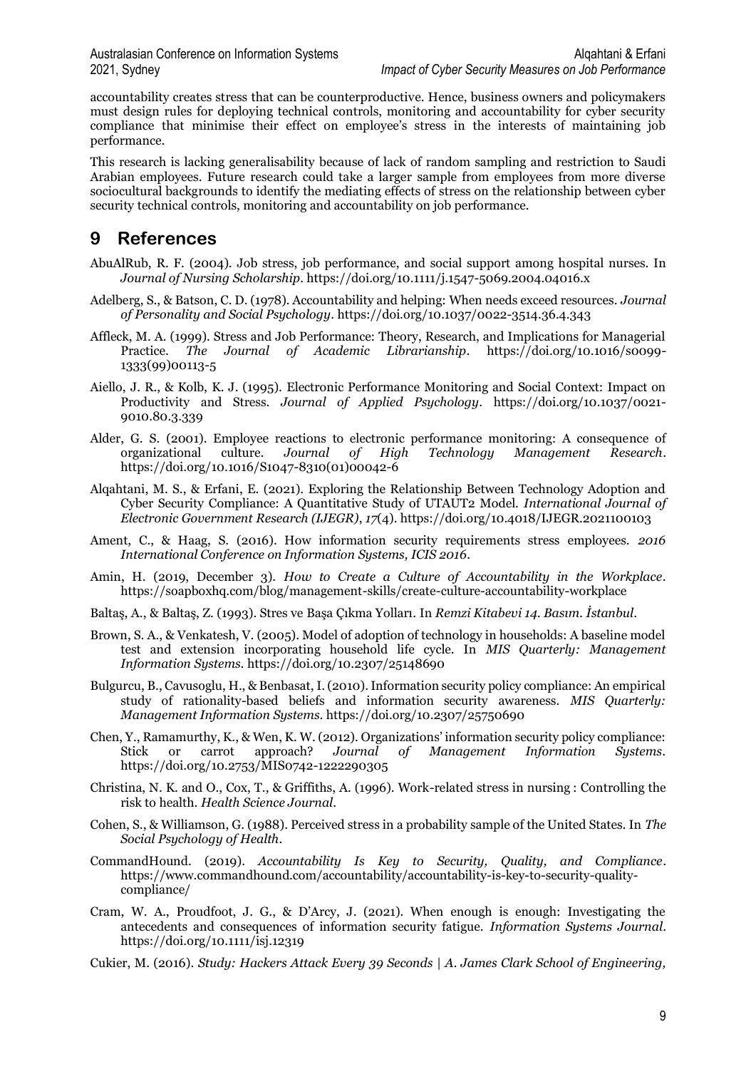accountability creates stress that can be counterproductive. Hence, business owners and policymakers must design rules for deploying technical controls, monitoring and accountability for cyber security compliance that minimise their effect on employee's stress in the interests of maintaining job performance.

This research is lacking generalisability because of lack of random sampling and restriction to Saudi Arabian employees. Future research could take a larger sample from employees from more diverse sociocultural backgrounds to identify the mediating effects of stress on the relationship between cyber security technical controls, monitoring and accountability on job performance.

# 9 References

AbuAlRub, R. F. (2004). Job stress, job performance, and social support among hospital nurses. In *Journal of Nursing Scholarship*. https://doi.org/10.1111/j.1547-5069.2004.04016.x

Adelberg, S., & Batson, C. D. (1978). Accountability and helping: When needs exceed resources. *Journal of Personality and Social Psychology*. https://doi.org/10.1037/0022-3514.36.4.343

Affleck, M. A. (1999). Stress and Job Performance: Theory, Research, and Implications for Managerial Practice. *The Journal of Academic Librarianship*. https://doi.org/10.1016/s0099-1333(99)00113-5

Aiello, J. R., & Kolb, K. J. (1995). Electronic Performance Monitoring and Social Context: Impact on Productivity and Stress. *Journal of Applied Psychology*. https://doi.org/10.1037/0021-9010.80.3.339

Alder, G. S. (2001). Employee reactions to electronic performance monitoring: A consequence of organizational culture. *Journal of High Technology Management Research*. https://doi.org/10.1016/S1047-8310(01)00042-6

Alqahtani, M. S., & Erfani, E. (2021). Exploring the Relationship Between Technology Adoption and Cyber Security Compliance: A Quantitative Study of UTAUT2 Model. *International Journal of Electronic Government Research (IJEGR)*, *17*(4). https://doi.org/10.4018/IJEGR.2021100103

Ament, C., & Haag, S. (2016). How information security requirements stress employees. *2016 International Conference on Information Systems, ICIS 2016*.

Amin, H. (2019, December 3). *How to Create a Culture of Accountability in the Workplace*. https://soapboxhq.com/blog/management-skills/create-culture-accountability-workplace

Baltaş, A., & Baltaş, Z. (1993). Stres ve Başa Çıkma Yolları. In *Remzi Kitabevi 14. Basım. İstanbul*.

Brown, S. A., & Venkatesh, V. (2005). Model of adoption of technology in households: A baseline model test and extension incorporating household life cycle. In *MIS Quarterly: Management Information Systems*. https://doi.org/10.2307/25148690

Bulgurcu, B., Cavusoglu, H., & Benbasat, I. (2010). Information security policy compliance: An empirical study of rationality-based beliefs and information security awareness. *MIS Quarterly: Management Information Systems*. https://doi.org/10.2307/25750690

Chen, Y., Ramamurthy, K., & Wen, K. W. (2012). Organizations' information security policy compliance: Stick or carrot approach? *Journal of Management Information Systems*. https://doi.org/10.2753/MIS0742-1222290305

Christina, N. K. and O., Cox, T., & Griffiths, A. (1996). Work-related stress in nursing : Controlling the risk to health. *Health Science Journal*.

Cohen, S., & Williamson, G. (1988). Perceived stress in a probability sample of the United States. In *The Social Psychology of Health*.

CommandHound. (2019). *Accountability Is Key to Security, Quality, and Compliance*. https://www.commandhound.com/accountability/accountability-is-key-to-security-quality-compliance/

Cram, W. A., Proudfoot, J. G., & D'Arcy, J. (2021). When enough is enough: Investigating the antecedents and consequences of information security fatigue. *Information Systems Journal*. https://doi.org/10.1111/isj.12319

Cukier, M. (2016). *Study: Hackers Attack Every 39 Seconds | A. James Clark School of Engineering,*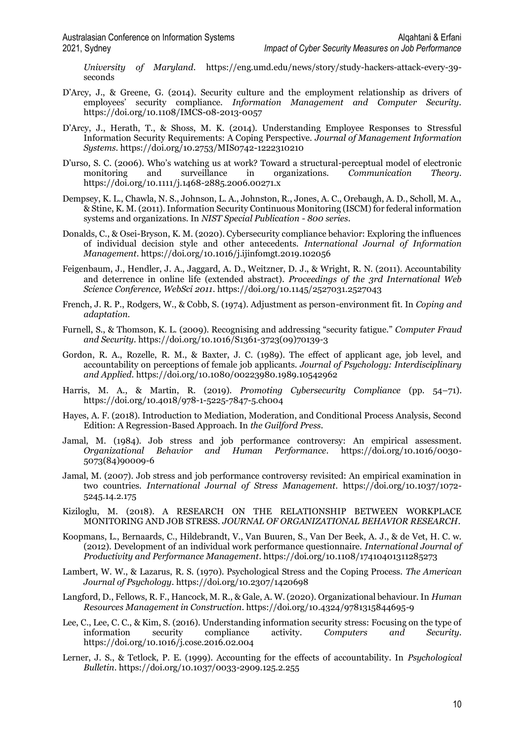*University of Maryland*. https://eng.umd.edu/news/story/study-hackers-attack-every-39-seconds

D'Arcy, J., & Greene, G. (2014). Security culture and the employment relationship as drivers of employees' security compliance. *Information Management and Computer Security*. https://doi.org/10.1108/IMCS-08-2013-0057

D'Arcy, J., Herath, T., & Shoss, M. K. (2014). Understanding Employee Responses to Stressful Information Security Requirements: A Coping Perspective. *Journal of Management Information Systems*. https://doi.org/10.2753/MIS0742-1222310210

D'urso, S. C. (2006). Who's watching us at work? Toward a structural-perceptual model of electronic monitoring and surveillance in organizations. *Communication Theory*. https://doi.org/10.1111/j.1468-2885.2006.00271.x

Dempsey, K. L., Chawla, N. S., Johnson, L. A., Johnston, R., Jones, A. C., Orebaugh, A. D., Scholl, M. A., & Stine, K. M. (2011). Information Security Continuous Monitoring (ISCM) for federal information systems and organizations. In *NIST Special Publication - 800 series*.

Donalds, C., & Osei-Bryson, K. M. (2020). Cybersecurity compliance behavior: Exploring the influences of individual decision style and other antecedents. *International Journal of Information Management*. https://doi.org/10.1016/j.ijinfomgt.2019.102056

Feigenbaum, J., Hendler, J. A., Jaggard, A. D., Weitzner, D. J., & Wright, R. N. (2011). Accountability and deterrence in online life (extended abstract). *Proceedings of the 3rd International Web Science Conference, WebSci 2011*. https://doi.org/10.1145/2527031.2527043

French, J. R. P., Rodgers, W., & Cobb, S. (1974). Adjustment as person-environment fit. In *Coping and adaptation*.

Furnell, S., & Thomson, K. L. (2009). Recognising and addressing "security fatigue." *Computer Fraud and Security*. https://doi.org/10.1016/S1361-3723(09)70139-3

Gordon, R. A., Rozelle, R. M., & Baxter, J. C. (1989). The effect of applicant age, job level, and accountability on perceptions of female job applicants. *Journal of Psychology: Interdisciplinary and Applied*. https://doi.org/10.1080/00223980.1989.10542962

Harris, M. A., & Martin, R. (2019). *Promoting Cybersecurity Compliance* (pp. 54–71). https://doi.org/10.4018/978-1-5225-7847-5.ch004

Hayes, A. F. (2018). Introduction to Mediation, Moderation, and Conditional Process Analysis, Second Edition: A Regression-Based Approach. In *the Guilford Press*.

Jamal, M. (1984). Job stress and job performance controversy: An empirical assessment. *Organizational Behavior and Human Performance*. https://doi.org/10.1016/0030-5073(84)90009-6

Jamal, M. (2007). Job stress and job performance controversy revisited: An empirical examination in two countries. *International Journal of Stress Management*. https://doi.org/10.1037/1072-5245.14.2.175

Kiziloglu, M. (2018). A RESEARCH ON THE RELATIONSHIP BETWEEN WORKPLACE MONITORING AND JOB STRESS. *JOURNAL OF ORGANIZATIONAL BEHAVIOR RESEARCH*.

Koopmans, L., Bernaards, C., Hildebrandt, V., Van Buuren, S., Van Der Beek, A. J., & de Vet, H. C. w. (2012). Development of an individual work performance questionnaire. *International Journal of Productivity and Performance Management*. https://doi.org/10.1108/17410401311285273

Lambert, W. W., & Lazarus, R. S. (1970). Psychological Stress and the Coping Process. *The American Journal of Psychology*. https://doi.org/10.2307/1420698

Langford, D., Fellows, R. F., Hancock, M. R., & Gale, A. W. (2020). Organizational behaviour. In *Human Resources Management in Construction*. https://doi.org/10.4324/9781315844695-9

Lee, C., Lee, C. C., & Kim, S. (2016). Understanding information security stress: Focusing on the type of information security compliance activity. *Computers and Security*. https://doi.org/10.1016/j.cose.2016.02.004

Lerner, J. S., & Tetlock, P. E. (1999). Accounting for the effects of accountability. In *Psychological Bulletin*. https://doi.org/10.1037/0033-2909.125.2.255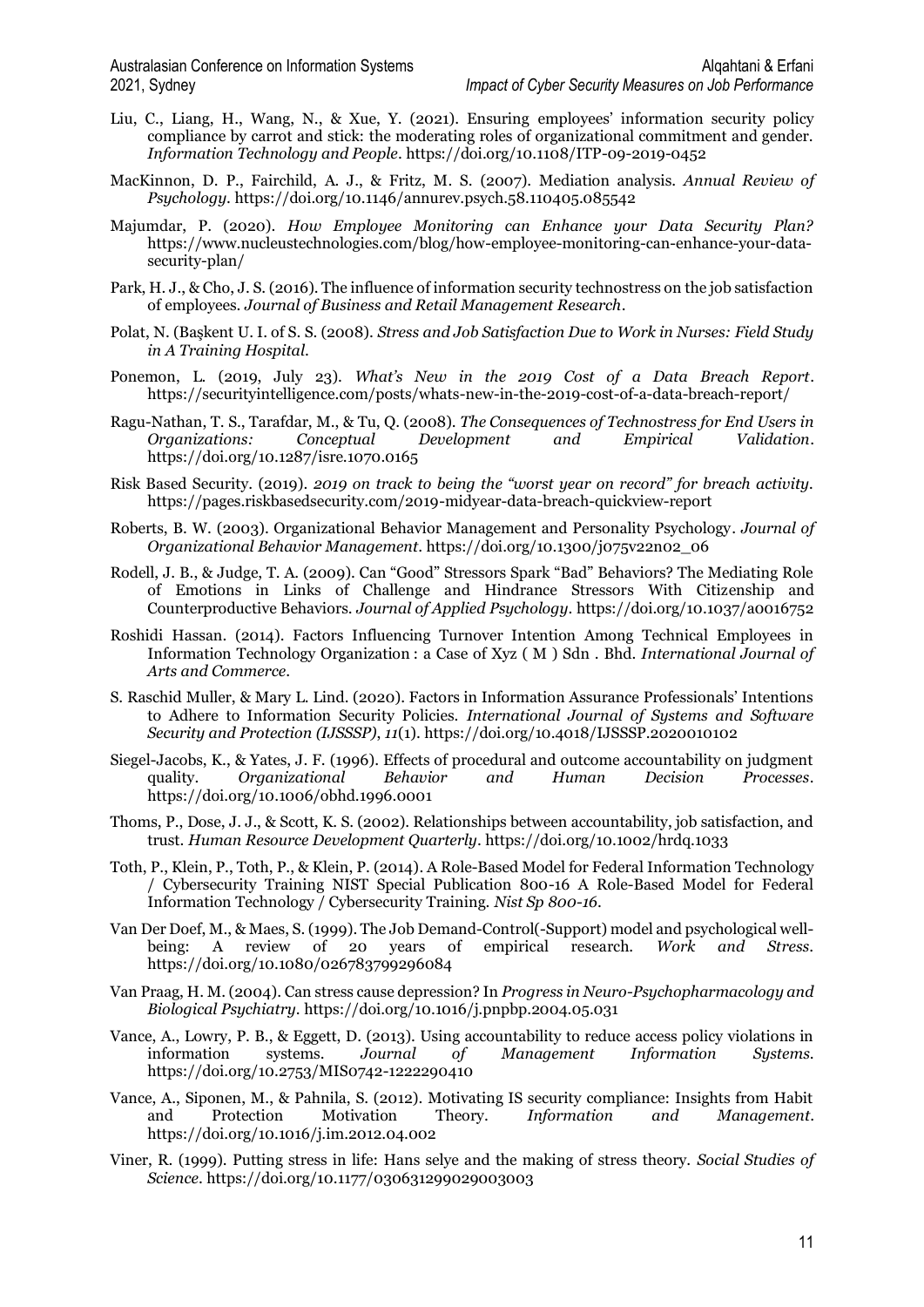Liu, C., Liang, H., Wang, N., & Xue, Y. (2021). Ensuring employees' information security policy compliance by carrot and stick: the moderating roles of organizational commitment and gender. *Information Technology and People*. https://doi.org/10.1108/ITP-09-2019-0452

MacKinnon, D. P., Fairchild, A. J., & Fritz, M. S. (2007). Mediation analysis. *Annual Review of Psychology*. https://doi.org/10.1146/annurev.psych.58.110405.085542

Majumdar, P. (2020). *How Employee Monitoring can Enhance your Data Security Plan?* https://www.nucleustechnologies.com/blog/how-employee-monitoring-can-enhance-your-data-security-plan/

Park, H. J., & Cho, J. S. (2016). The influence of information security technostress on the job satisfaction of employees. *Journal of Business and Retail Management Research*.

Polat, N. (Başkent U. I. of S. S. (2008). *Stress and Job Satisfaction Due to Work in Nurses: Field Study in A Training Hospital*.

Ponemon, L. (2019, July 23). *What's New in the 2019 Cost of a Data Breach Report*. https://securityintelligence.com/posts/whats-new-in-the-2019-cost-of-a-data-breach-report/

Ragu-Nathan, T. S., Tarafdar, M., & Tu, Q. (2008). *The Consequences of Technostress for End Users in Organizations: Conceptual Development and Empirical Validation*. https://doi.org/10.1287/isre.1070.0165

Risk Based Security. (2019). *2019 on track to being the "worst year on record" for breach activity*. https://pages.riskbasedsecurity.com/2019-midyear-data-breach-quickview-report

Roberts, B. W. (2003). Organizational Behavior Management and Personality Psychology. *Journal of Organizational Behavior Management*. https://doi.org/10.1300/j075v22n02_06

Rodell, J. B., & Judge, T. A. (2009). Can "Good" Stressors Spark "Bad" Behaviors? The Mediating Role of Emotions in Links of Challenge and Hindrance Stressors With Citizenship and Counterproductive Behaviors. *Journal of Applied Psychology*. https://doi.org/10.1037/a0016752

Roshidi Hassan. (2014). Factors Influencing Turnover Intention Among Technical Employees in Information Technology Organization : a Case of Xyz ( M ) Sdn . Bhd. *International Journal of Arts and Commerce*.

S. Raschid Muller, & Mary L. Lind. (2020). Factors in Information Assurance Professionals' Intentions to Adhere to Information Security Policies. *International Journal of Systems and Software Security and Protection (IJSSSP)*, *11*(1). https://doi.org/10.4018/IJSSSP.2020010102

Siegel-Jacobs, K., & Yates, J. F. (1996). Effects of procedural and outcome accountability on judgment quality. *Organizational Behavior and Human Decision Processes*. https://doi.org/10.1006/obhd.1996.0001

Thoms, P., Dose, J. J., & Scott, K. S. (2002). Relationships between accountability, job satisfaction, and trust. *Human Resource Development Quarterly*. https://doi.org/10.1002/hrdq.1033

Toth, P., Klein, P., Toth, P., & Klein, P. (2014). A Role-Based Model for Federal Information Technology / Cybersecurity Training NIST Special Publication 800-16 A Role-Based Model for Federal Information Technology / Cybersecurity Training. *Nist Sp 800-16*.

Van Der Doef, M., & Maes, S. (1999). The Job Demand-Control(-Support) model and psychological well-being: A review of 20 years of empirical research. *Work and Stress*. https://doi.org/10.1080/026783799296084

Van Praag, H. M. (2004). Can stress cause depression? In *Progress in Neuro-Psychopharmacology and Biological Psychiatry*. https://doi.org/10.1016/j.pnpbp.2004.05.031

Vance, A., Lowry, P. B., & Eggett, D. (2013). Using accountability to reduce access policy violations in information systems. *Journal of Management Information Systems*. https://doi.org/10.2753/MIS0742-1222290410

Vance, A., Siponen, M., & Pahnila, S. (2012). Motivating IS security compliance: Insights from Habit and Protection Motivation Theory. *Information and Management*. https://doi.org/10.1016/j.im.2012.04.002

Viner, R. (1999). Putting stress in life: Hans selye and the making of stress theory. *Social Studies of Science*. https://doi.org/10.1177/030631299029003003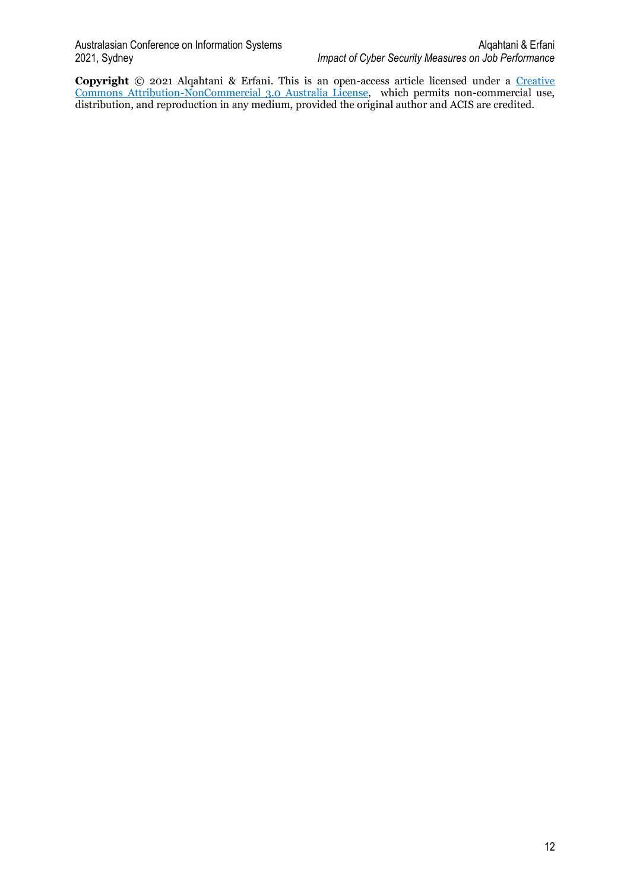**Copyright** © 2021 Alqahtani & Erfani. This is an open-access article licensed under a [Creative Commons Attribution-NonCommercial 3.0 Australia License](), which permits non-commercial use, distribution, and reproduction in any medium, provided the original author and ACIS are credited.